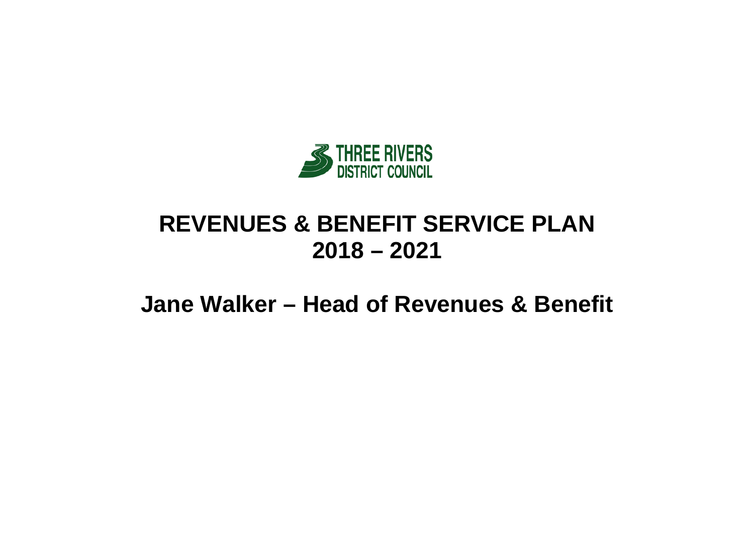THREE RIVERS DISTRICT COUNCIL

# REVENUES & BENEFIT SERVICE PLAN 2018 – 2021

## Jane Walker – Head of Revenues & Benefit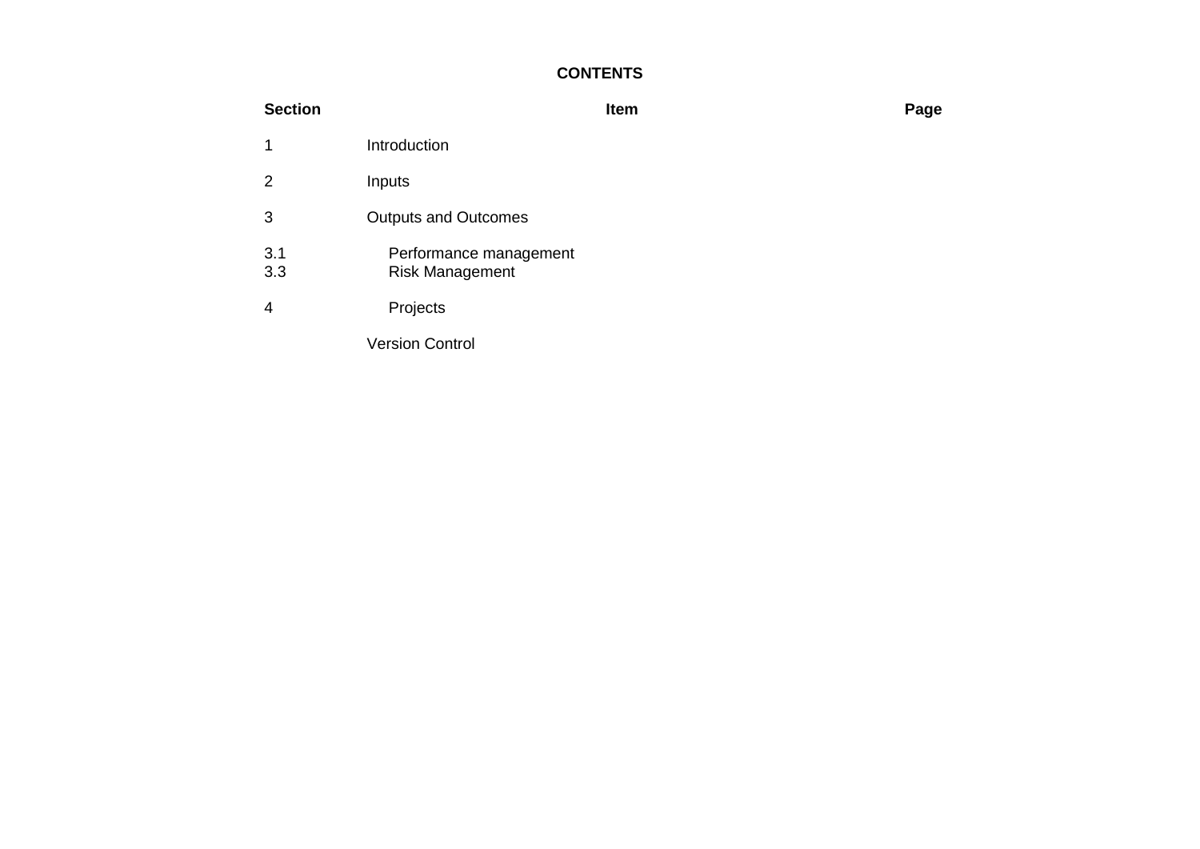**CONTENTS**

| Section | Item | Page |
|---|---|---|
| 1 | Introduction | |
| 2 | Inputs | |
| 3 | Outputs and Outcomes | |
| 3.1 | Performance management | |
| 3.3 | Risk Management | |
| 4 | Projects | |
| | Version Control | |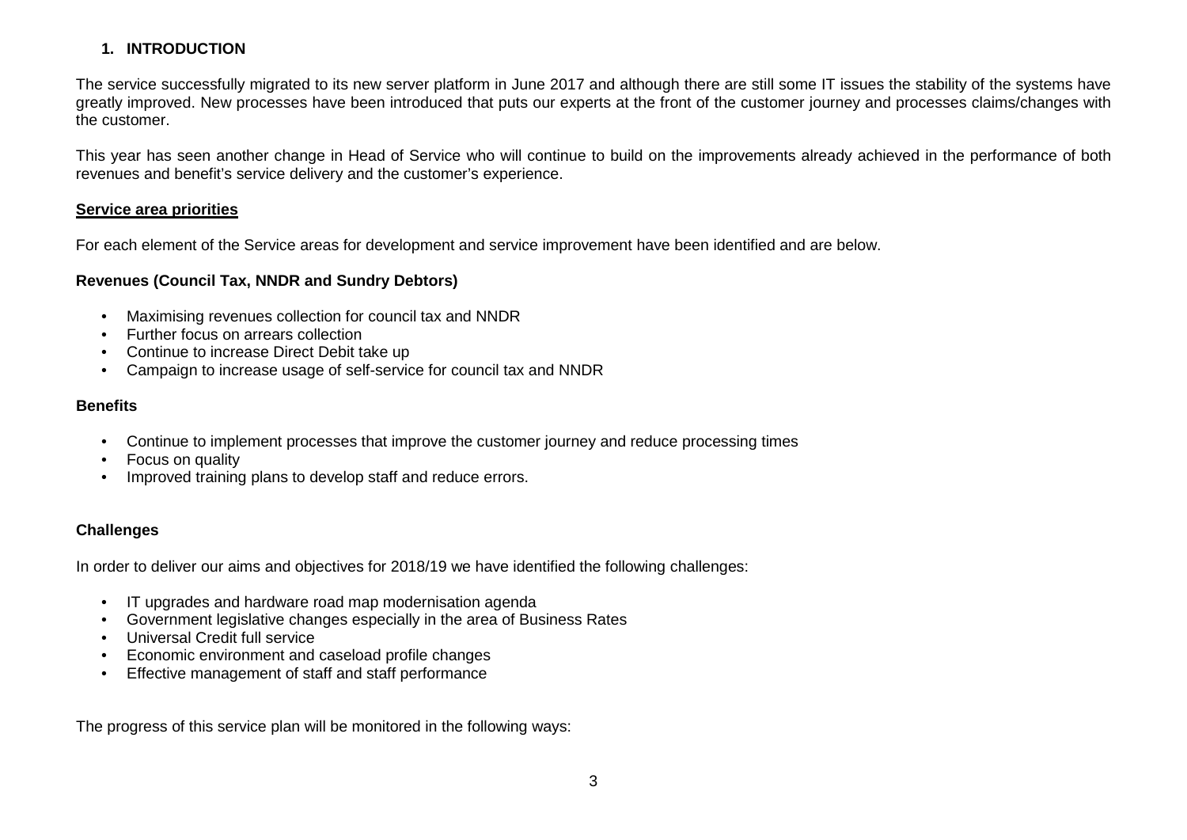## 1. INTRODUCTION

The service successfully migrated to its new server platform in June 2017 and although there are still some IT issues the stability of the systems have greatly improved. New processes have been introduced that puts our experts at the front of the customer journey and processes claims/changes with the customer.

This year has seen another change in Head of Service who will continue to build on the improvements already achieved in the performance of both revenues and benefit's service delivery and the customer's experience.

### Service area priorities

For each element of the Service areas for development and service improvement have been identified and are below.

**Revenues (Council Tax, NNDR and Sundry Debtors)**

- Maximising revenues collection for council tax and NNDR
- Further focus on arrears collection
- Continue to increase Direct Debit take up
- Campaign to increase usage of self-service for council tax and NNDR

**Benefits**

- Continue to implement processes that improve the customer journey and reduce processing times
- Focus on quality
- Improved training plans to develop staff and reduce errors.

**Challenges**

In order to deliver our aims and objectives for 2018/19 we have identified the following challenges:

- IT upgrades and hardware road map modernisation agenda
- Government legislative changes especially in the area of Business Rates
- Universal Credit full service
- Economic environment and caseload profile changes
- Effective management of staff and staff performance

The progress of this service plan will be monitored in the following ways: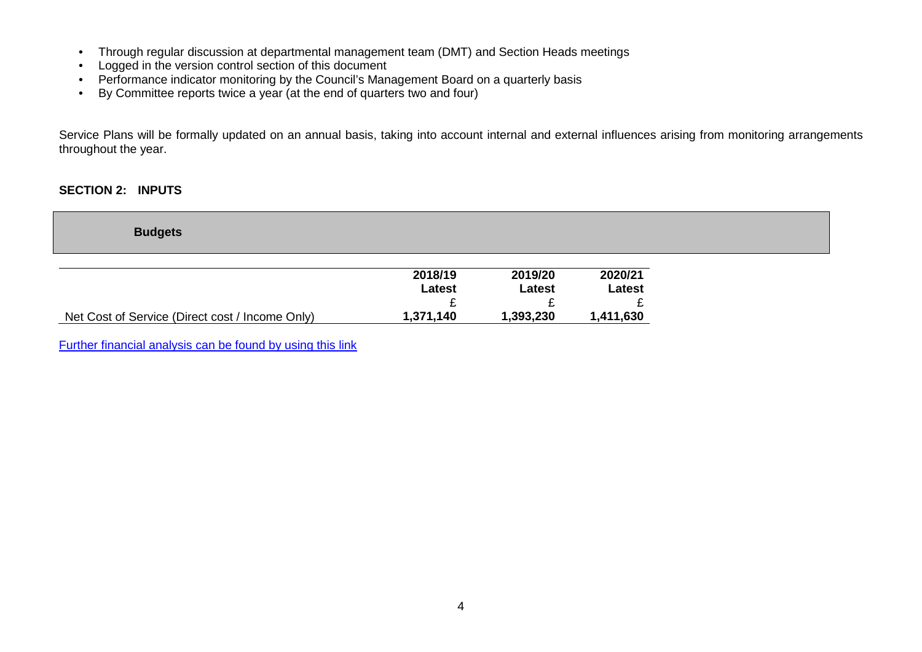- Through regular discussion at departmental management team (DMT) and Section Heads meetings
- Logged in the version control section of this document
- Performance indicator monitoring by the Council's Management Board on a quarterly basis
- By Committee reports twice a year (at the end of quarters two and four)

Service Plans will be formally updated on an annual basis, taking into account internal and external influences arising from monitoring arrangements throughout the year.

## SECTION 2: INPUTS

### Budgets

| | 2018/19 Latest £ | 2019/20 Latest £ | 2020/21 Latest £ |
|---|---|---|---|
| Net Cost of Service (Direct cost / Income Only) | 1,371,140 | 1,393,230 | 1,411,630 |

Further financial analysis can be found by using this link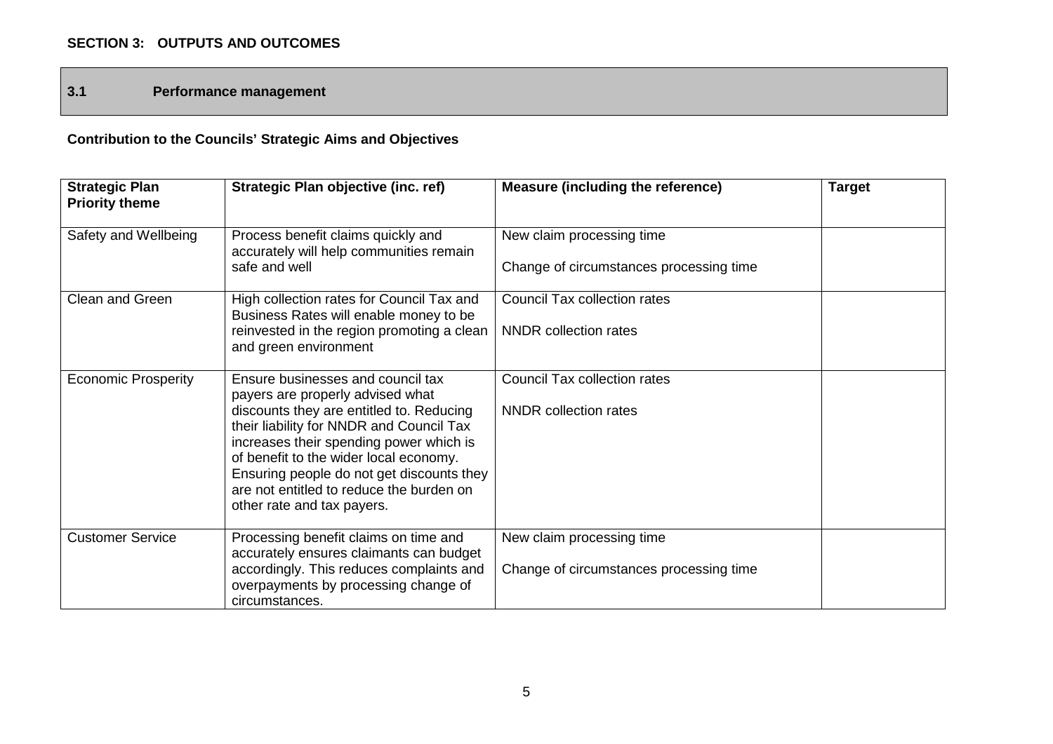## SECTION 3: OUTPUTS AND OUTCOMES

### 3.1 Performance management

**Contribution to the Councils' Strategic Aims and Objectives**

| Strategic Plan Priority theme | Strategic Plan objective (inc. ref) | Measure (including the reference) | Target |
|---|---|---|---|
| Safety and Wellbeing | Process benefit claims quickly and accurately will help communities remain safe and well | New claim processing time<br><br>Change of circumstances processing time | |
| Clean and Green | High collection rates for Council Tax and Business Rates will enable money to be reinvested in the region promoting a clean and green environment | Council Tax collection rates<br><br>NNDR collection rates | |
| Economic Prosperity | Ensure businesses and council tax payers are properly advised what discounts they are entitled to. Reducing their liability for NNDR and Council Tax increases their spending power which is of benefit to the wider local economy. Ensuring people do not get discounts they are not entitled to reduce the burden on other rate and tax payers. | Council Tax collection rates<br><br>NNDR collection rates | |
| Customer Service | Processing benefit claims on time and accurately ensures claimants can budget accordingly. This reduces complaints and overpayments by processing change of circumstances. | New claim processing time<br><br>Change of circumstances processing time | |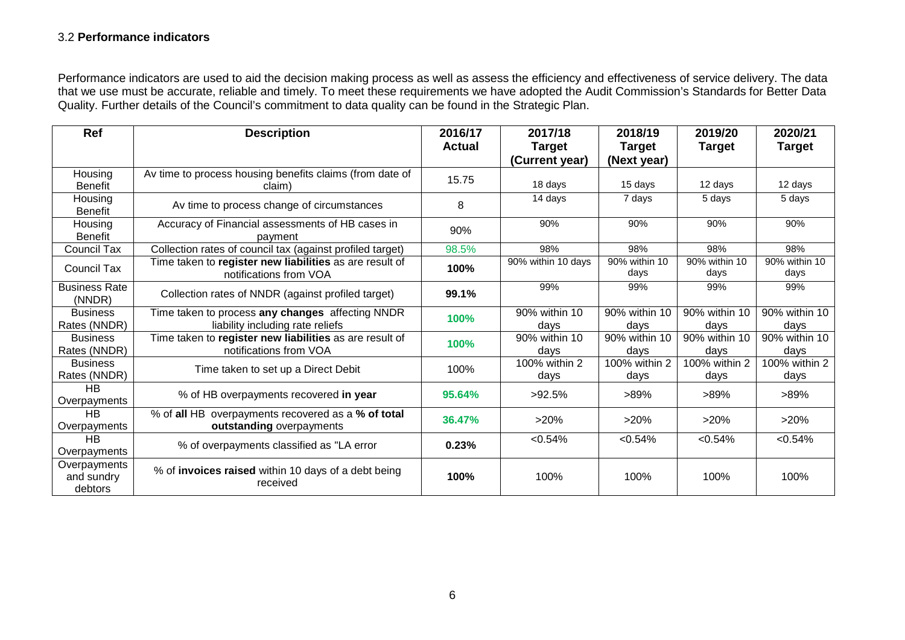### 3.2 **Performance indicators**

Performance indicators are used to aid the decision making process as well as assess the efficiency and effectiveness of service delivery. The data that we use must be accurate, reliable and timely. To meet these requirements we have adopted the Audit Commission's Standards for Better Data Quality. Further details of the Council's commitment to data quality can be found in the Strategic Plan.

| Ref | Description | 2016/17 Actual | 2017/18 Target (Current year) | 2018/19 Target (Next year) | 2019/20 Target | 2020/21 Target |
|---|---|---|---|---|---|---|
| Housing Benefit | Av time to process housing benefits claims (from date of claim) | 15.75 | 18 days | 15 days | 12 days | 12 days |
| Housing Benefit | Av time to process change of circumstances | 8 | 14 days | 7 days | 5 days | 5 days |
| Housing Benefit | Accuracy of Financial assessments of HB cases in payment | 90% | 90% | 90% | 90% | 90% |
| Council Tax | Collection rates of council tax (against profiled target) | 98.5% | 98% | 98% | 98% | 98% |
| Council Tax | Time taken to **register new liabilities** as are result of notifications from VOA | **100%** | 90% within 10 days | 90% within 10 days | 90% within 10 days | 90% within 10 days |
| Business Rate (NNDR) | Collection rates of NNDR (against profiled target) | **99.1%** | 99% | 99% | 99% | 99% |
| Business Rates (NNDR) | Time taken to process **any changes** affecting NNDR liability including rate reliefs | **100%** | 90% within 10 days | 90% within 10 days | 90% within 10 days | 90% within 10 days |
| Business Rates (NNDR) | Time taken to **register new liabilities** as are result of notifications from VOA | **100%** | 90% within 10 days | 90% within 10 days | 90% within 10 days | 90% within 10 days |
| Business Rates (NNDR) | Time taken to set up a Direct Debit | 100% | 100% within 2 days | 100% within 2 days | 100% within 2 days | 100% within 2 days |
| HB Overpayments | % of HB overpayments recovered **in year** | **95.64%** | >92.5% | >89% | >89% | >89% |
| HB Overpayments | % of **all** HB overpayments recovered as a **% of total outstanding** overpayments | **36.47%** | >20% | >20% | >20% | >20% |
| HB Overpayments | % of overpayments classified as "LA error | **0.23%** | <0.54% | <0.54% | <0.54% | <0.54% |
| Overpayments and sundry debtors | % of **invoices raised** within 10 days of a debt being received | **100%** | 100% | 100% | 100% | 100% |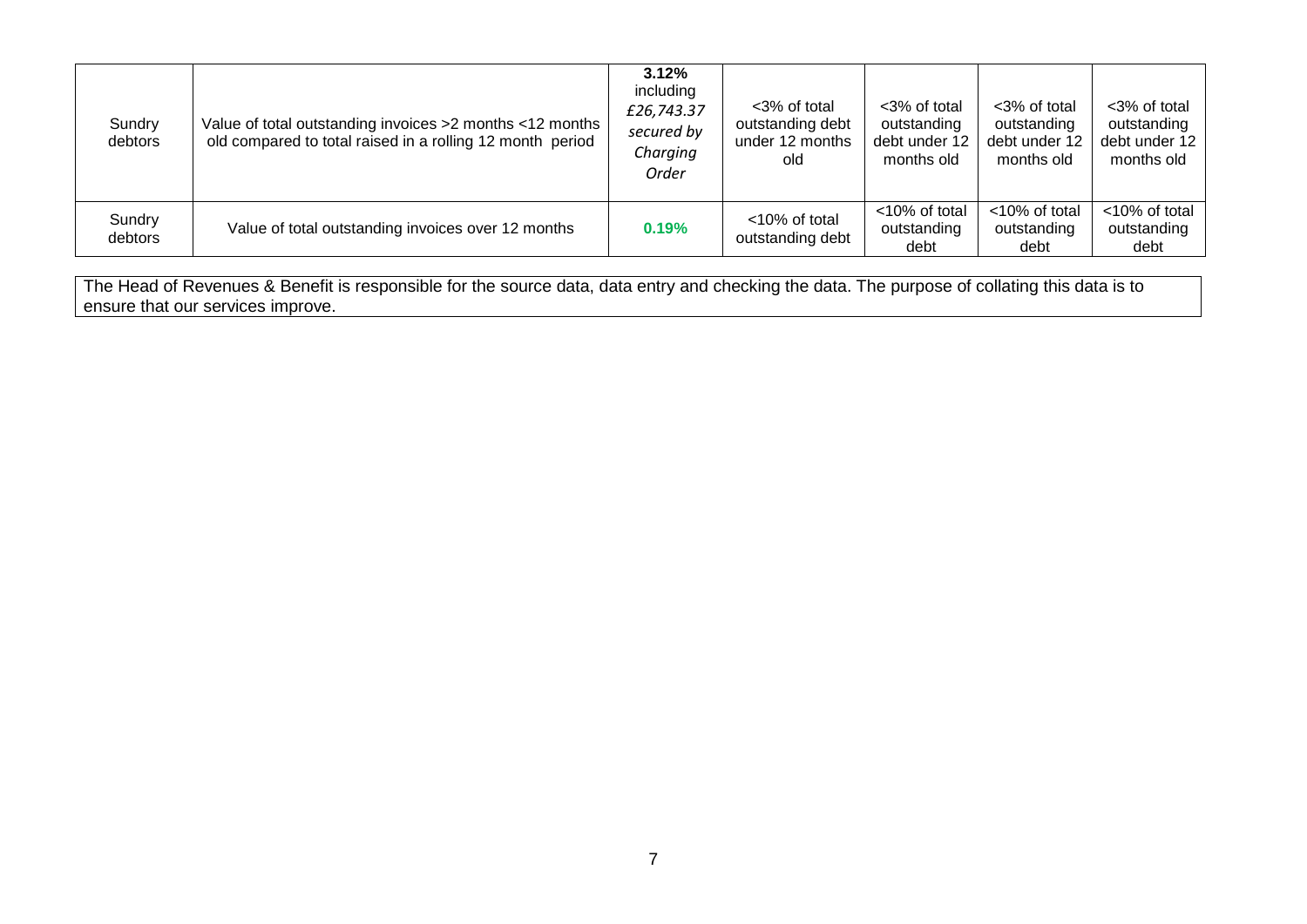| | | | | | | |
|---|---|---|---|---|---|---|
| Sundry debtors | Value of total outstanding invoices >2 months <12 months old compared to total raised in a rolling 12 month period | **3.12%** including *£26,743.37 secured by Charging Order* | <3% of total outstanding debt under 12 months old | <3% of total outstanding debt under 12 months old | <3% of total outstanding debt under 12 months old | <3% of total outstanding debt under 12 months old |
| Sundry debtors | Value of total outstanding invoices over 12 months | **0.19%** | <10% of total outstanding debt | <10% of total outstanding debt | <10% of total outstanding debt | <10% of total outstanding debt |

The Head of Revenues & Benefit is responsible for the source data, data entry and checking the data. The purpose of collating this data is to ensure that our services improve.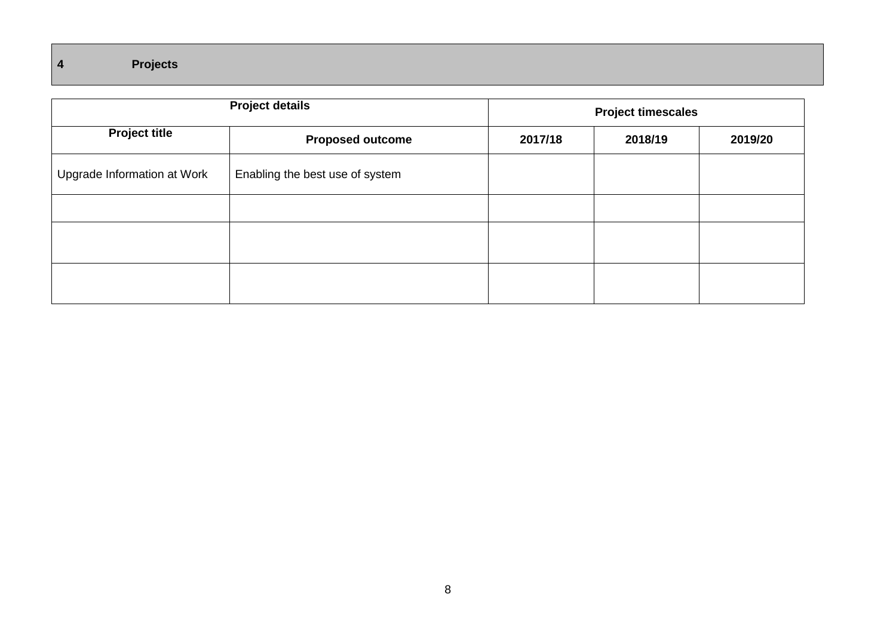## 4 Projects

| Project details | | Project timescales | | |
|---|---|---|---|---|
| **Project title** | **Proposed outcome** | **2017/18** | **2018/19** | **2019/20** |
| Upgrade Information at Work | Enabling the best use of system | | | |
| | | | | |
| | | | | |
| | | | | |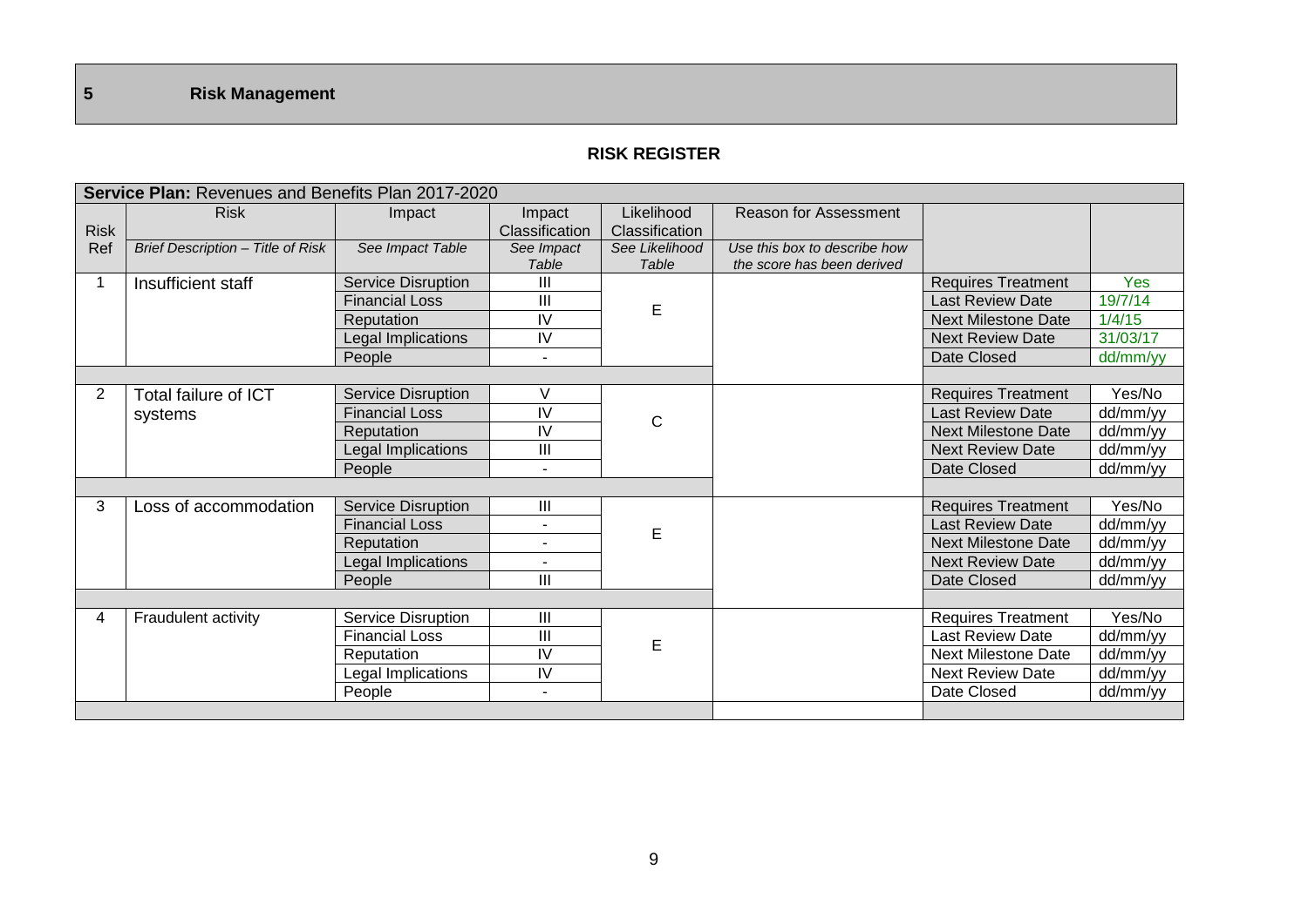## 5 Risk Management

### RISK REGISTER

| Service Plan: Revenues and Benefits Plan 2017-2020 | | | | | | | |
|---|---|---|---|---|---|---|---|
| Risk Ref | Risk | Impact | Impact Classification | Likelihood Classification | Reason for Assessment | | |
| | *Brief Description – Title of Risk* | *See Impact Table* | *See Impact Table* | *See Likelihood Table* | *Use this box to describe how the score has been derived* | | |
| 1 | Insufficient staff | Service Disruption | III | E | | Requires Treatment | Yes |
| | | Financial Loss | III | | | Last Review Date | 19/7/14 |
| | | Reputation | IV | | | Next Milestone Date | 1/4/15 |
| | | Legal Implications | IV | | | Next Review Date | 31/03/17 |
| | | People | - | | | Date Closed | dd/mm/yy |
| 2 | Total failure of ICT systems | Service Disruption | V | C | | Requires Treatment | Yes/No |
| | | Financial Loss | IV | | | Last Review Date | dd/mm/yy |
| | | Reputation | IV | | | Next Milestone Date | dd/mm/yy |
| | | Legal Implications | III | | | Next Review Date | dd/mm/yy |
| | | People | - | | | Date Closed | dd/mm/yy |
| 3 | Loss of accommodation | Service Disruption | III | E | | Requires Treatment | Yes/No |
| | | Financial Loss | - | | | Last Review Date | dd/mm/yy |
| | | Reputation | - | | | Next Milestone Date | dd/mm/yy |
| | | Legal Implications | - | | | Next Review Date | dd/mm/yy |
| | | People | III | | | Date Closed | dd/mm/yy |
| 4 | Fraudulent activity | Service Disruption | III | E | | Requires Treatment | Yes/No |
| | | Financial Loss | III | | | Last Review Date | dd/mm/yy |
| | | Reputation | IV | | | Next Milestone Date | dd/mm/yy |
| | | Legal Implications | IV | | | Next Review Date | dd/mm/yy |
| | | People | - | | | Date Closed | dd/mm/yy |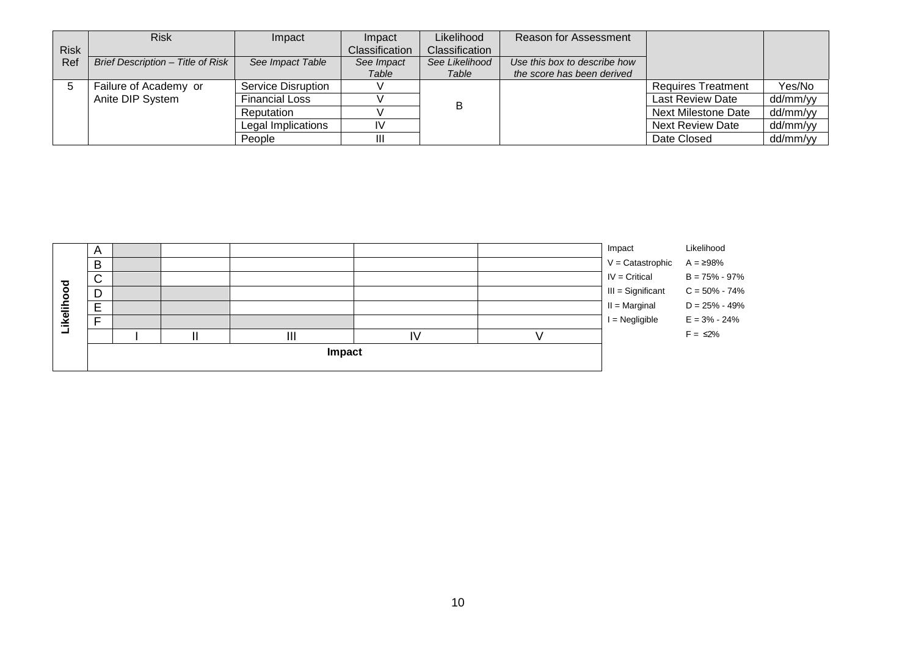| Risk Ref | Risk | Impact | Impact Classification | Likelihood Classification | Reason for Assessment | | |
|---|---|---|---|---|---|---|---|
| | *Brief Description – Title of Risk* | *See Impact Table* | *See Impact Table* | *See Likelihood Table* | *Use this box to describe how the score has been derived* | | |
| 5 | Failure of Academy or Anite DIP System | Service Disruption | V | B | | Requires Treatment | Yes/No |
| | | Financial Loss | V | | | Last Review Date | dd/mm/yy |
| | | Reputation | V | | | Next Milestone Date | dd/mm/yy |
| | | Legal Implications | IV | | | Next Review Date | dd/mm/yy |
| | | People | III | | | Date Closed | dd/mm/yy |

| Likelihood | | | | | | |
|---|---|---|---|---|---|---|
| A | | | | | | |
| B | | | | | | |
| C | | | | | | |
| D | | | | | | |
| E | | | | | | |
| F | | | | | | |
| | I | II | III | IV | V |
| | **Impact** | | | | |

| Impact | Likelihood |
|---|---|
| V = Catastrophic | A = ≥98% |
| IV = Critical | B = 75% - 97% |
| III = Significant | C = 50% - 74% |
| II = Marginal | D = 25% - 49% |
| I = Negligible | E = 3% - 24% |
| | F = ≤2% |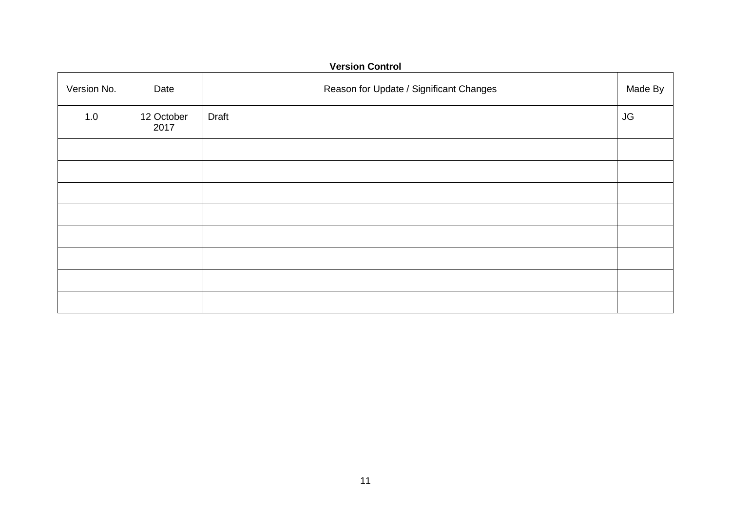**Version Control**

| Version No. | Date | Reason for Update / Significant Changes | Made By |
| --- | --- | --- | --- |
| 1.0 | 12 October 2017 | Draft | JG |
| | | | |
| | | | |
| | | | |
| | | | |
| | | | |
| | | | |
| | | | |
| | | | |